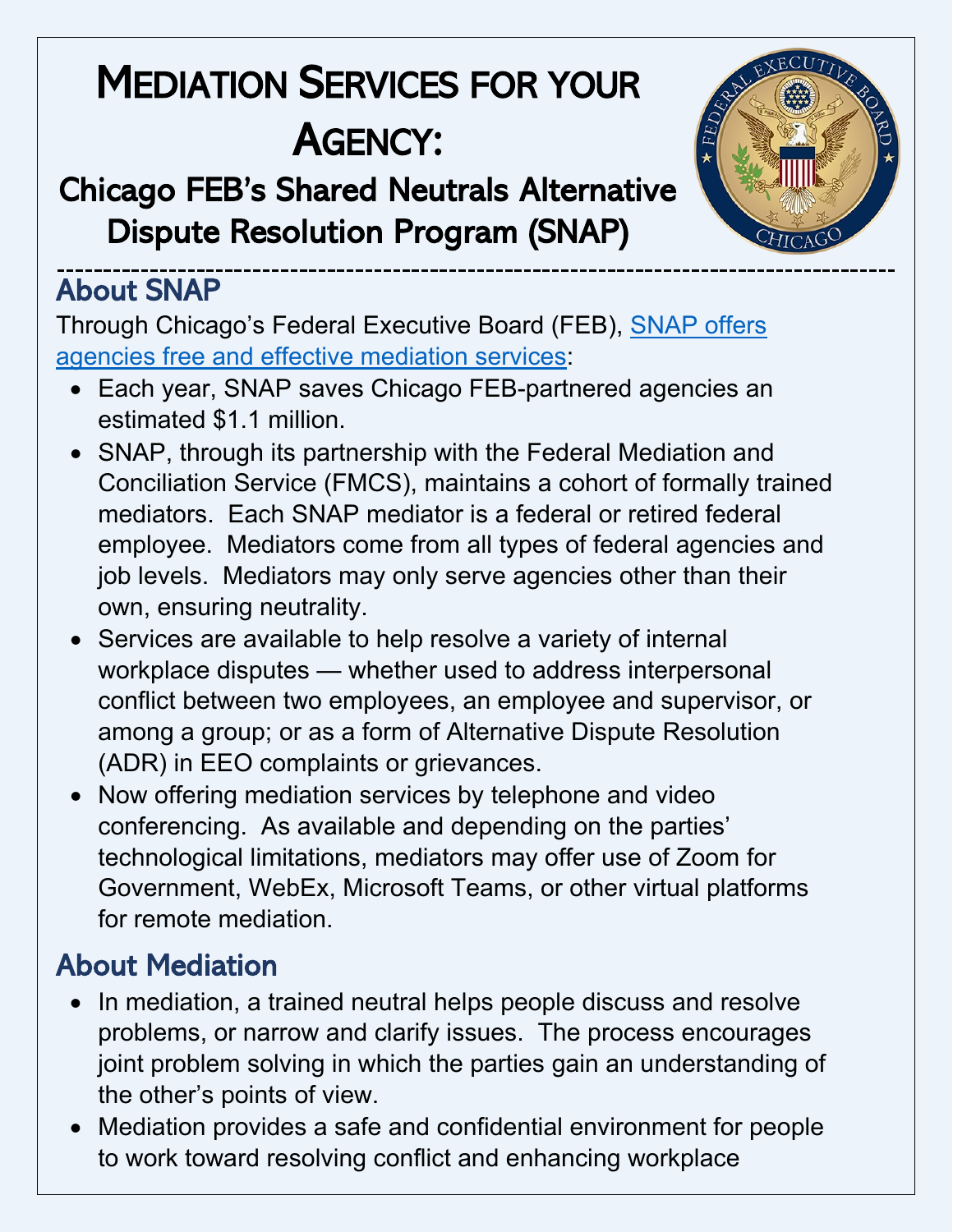# Mediation Services for your Agency:

## Chicago FEB's Shared Neutrals Alternative Dispute Resolution Program (SNAP)

---

## About SNAP

Through Chicago's Federal Executive Board (FEB), SNAP offers agencies free and effective mediation services:

- Each year, SNAP saves Chicago FEB-partnered agencies an estimated $1.1 million.
- SNAP, through its partnership with the Federal Mediation and Conciliation Service (FMCS), maintains a cohort of formally trained mediators. Each SNAP mediator is a federal or retired federal employee. Mediators come from all types of federal agencies and job levels. Mediators may only serve agencies other than their own, ensuring neutrality.
- Services are available to help resolve a variety of internal workplace disputes — whether used to address interpersonal conflict between two employees, an employee and supervisor, or among a group; or as a form of Alternative Dispute Resolution (ADR) in EEO complaints or grievances.
- Now offering mediation services by telephone and video conferencing. As available and depending on the parties' technological limitations, mediators may offer use of Zoom for Government, WebEx, Microsoft Teams, or other virtual platforms for remote mediation.

## About Mediation

- In mediation, a trained neutral helps people discuss and resolve problems, or narrow and clarify issues. The process encourages joint problem solving in which the parties gain an understanding of the other's points of view.
- Mediation provides a safe and confidential environment for people to work toward resolving conflict and enhancing workplace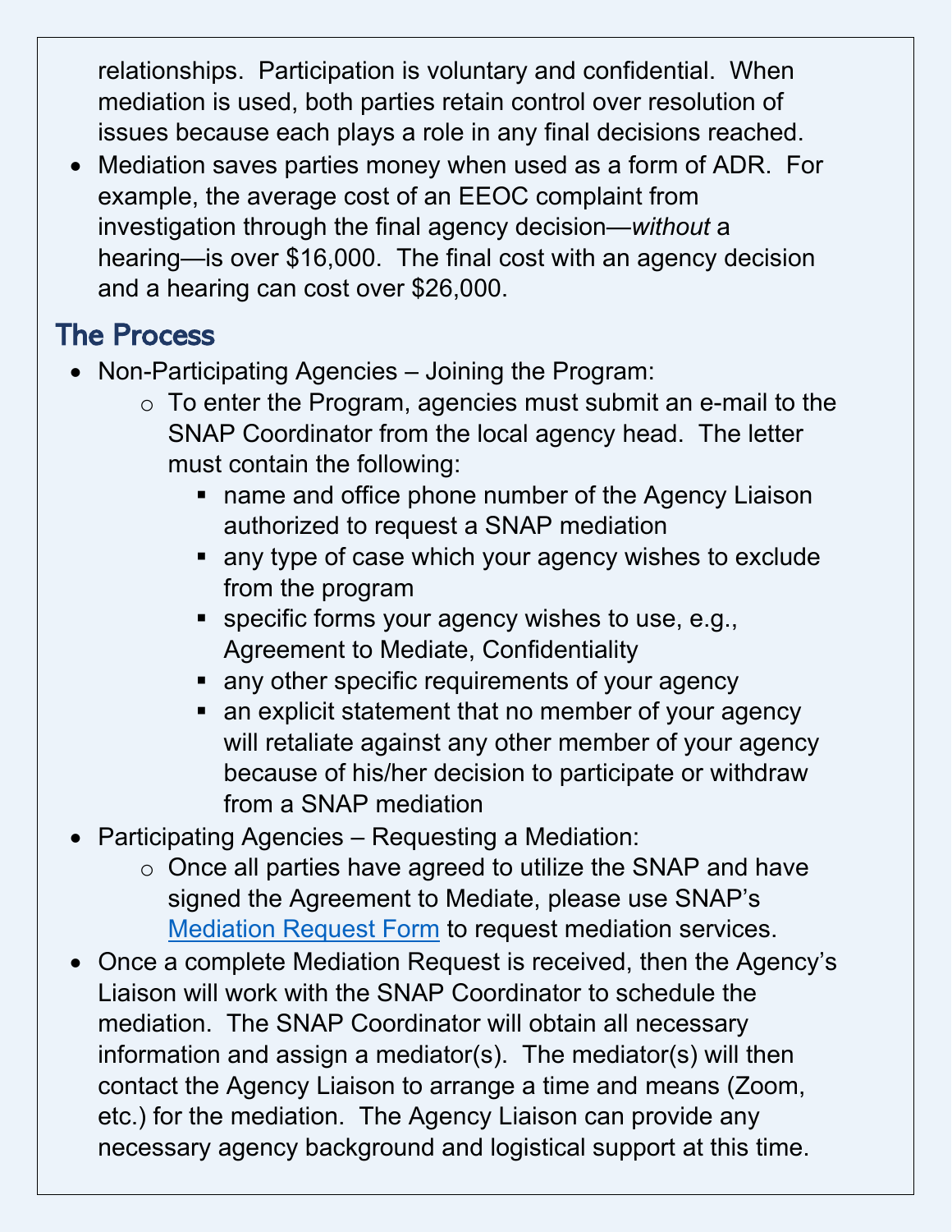relationships. Participation is voluntary and confidential. When mediation is used, both parties retain control over resolution of issues because each plays a role in any final decisions reached.

- Mediation saves parties money when used as a form of ADR. For example, the average cost of an EEOC complaint from investigation through the final agency decision—*without* a hearing—is over $16,000. The final cost with an agency decision and a hearing can cost over $26,000.

## The Process

- Non-Participating Agencies – Joining the Program:
  - To enter the Program, agencies must submit an e-mail to the SNAP Coordinator from the local agency head. The letter must contain the following:
    - name and office phone number of the Agency Liaison authorized to request a SNAP mediation
    - any type of case which your agency wishes to exclude from the program
    - specific forms your agency wishes to use, e.g., Agreement to Mediate, Confidentiality
    - any other specific requirements of your agency
    - an explicit statement that no member of your agency will retaliate against any other member of your agency because of his/her decision to participate or withdraw from a SNAP mediation
- Participating Agencies – Requesting a Mediation:
  - Once all parties have agreed to utilize the SNAP and have signed the Agreement to Mediate, please use SNAP's Mediation Request Form to request mediation services.
- Once a complete Mediation Request is received, then the Agency's Liaison will work with the SNAP Coordinator to schedule the mediation. The SNAP Coordinator will obtain all necessary information and assign a mediator(s). The mediator(s) will then contact the Agency Liaison to arrange a time and means (Zoom, etc.) for the mediation. The Agency Liaison can provide any necessary agency background and logistical support at this time.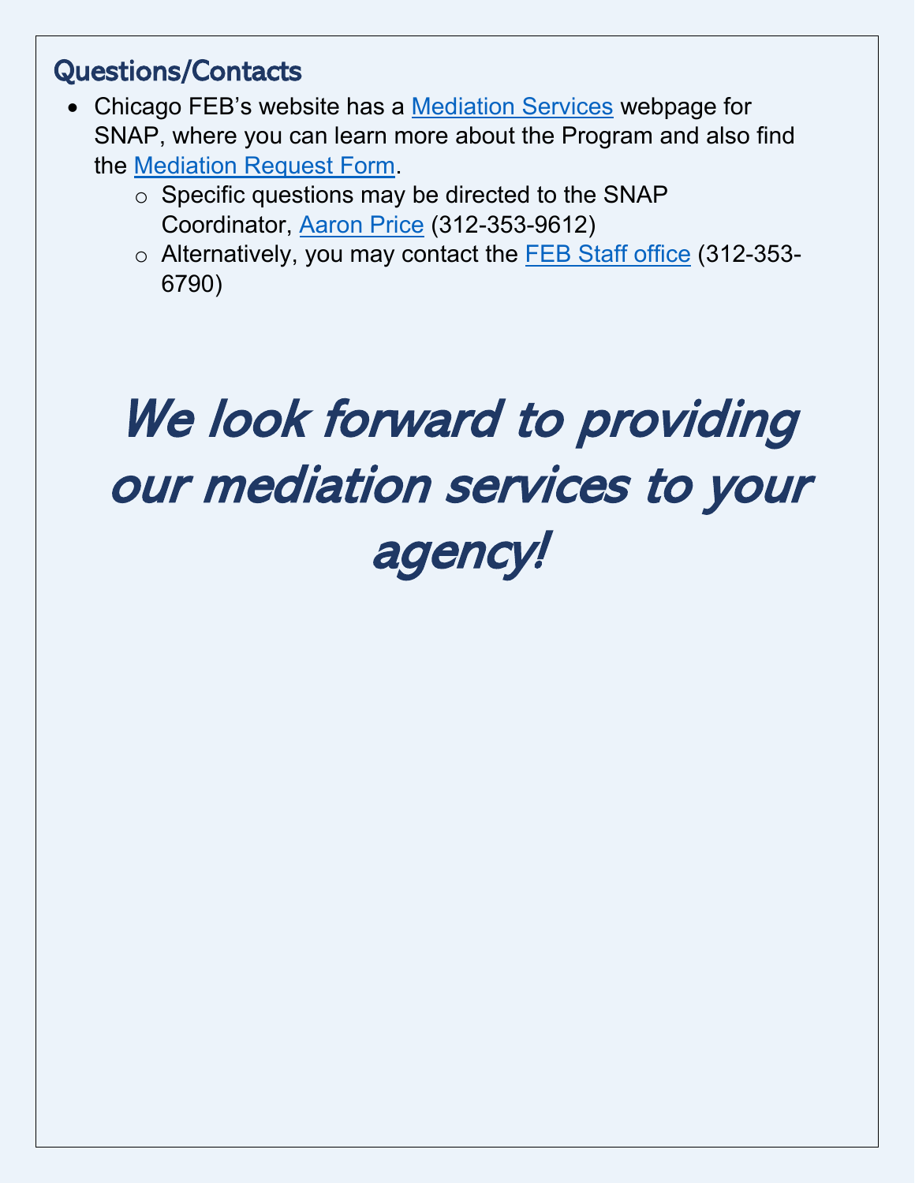## Questions/Contacts

- Chicago FEB's website has a Mediation Services webpage for SNAP, where you can learn more about the Program and also find the Mediation Request Form.
  - Specific questions may be directed to the SNAP Coordinator, Aaron Price (312-353-9612)
  - Alternatively, you may contact the FEB Staff office (312-353-6790)

***We look forward to providing our mediation services to your agency!***